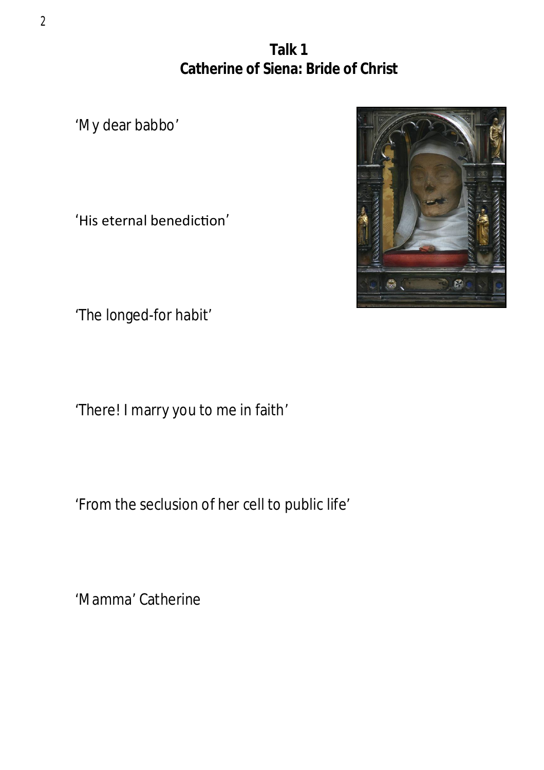# Talk 1
# Catherine of Siena: Bride of Christ

'My dear babbo'

'His eternal benediction'

'The longed-for habit'

'There! I marry you to me in faith'

'From the seclusion of her cell to public life'

'Mamma' Catherine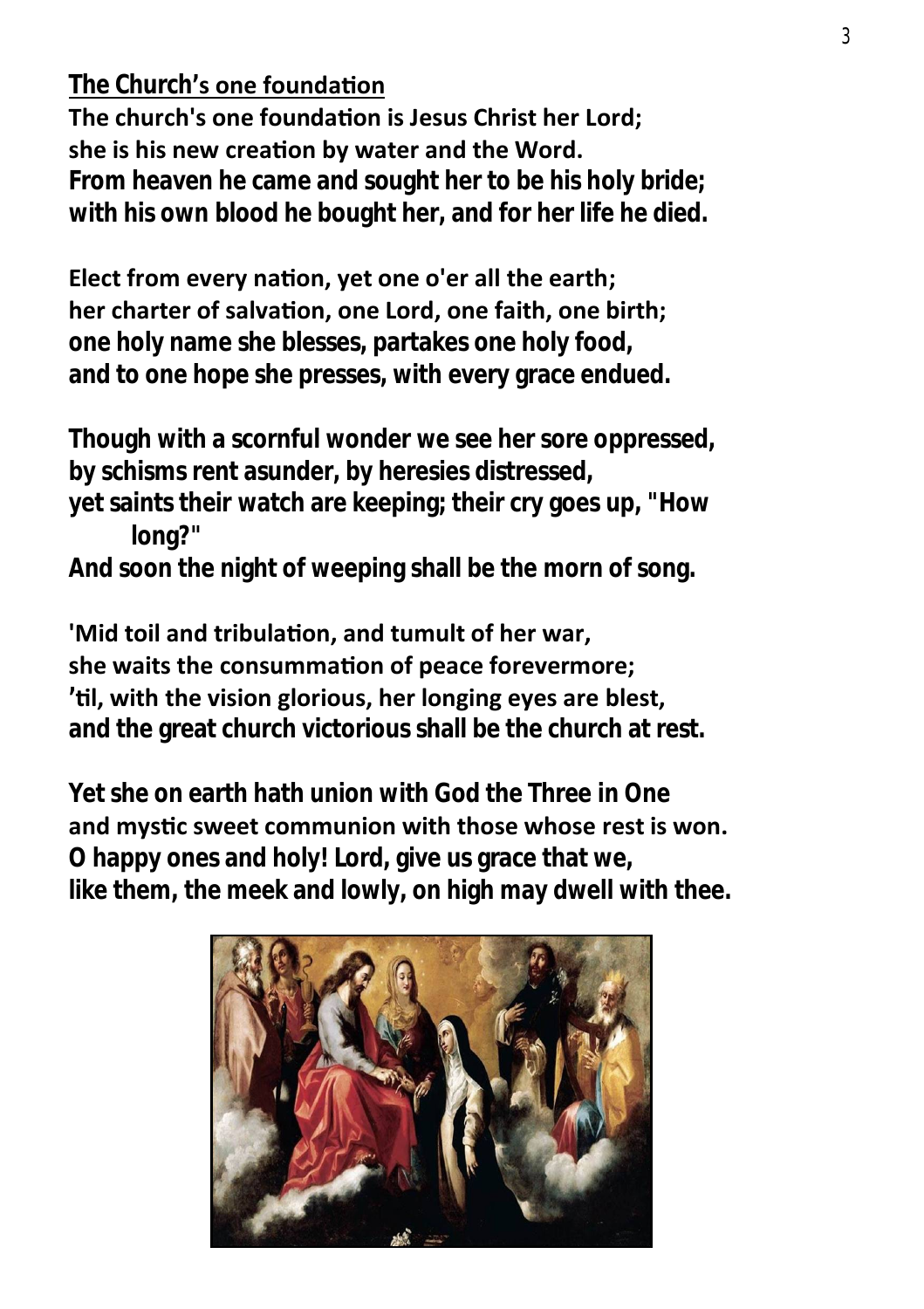## The Church's one foundation

**The church's one foundation is Jesus Christ her Lord;**
**she is his new creation by water and the Word.**
**From heaven he came and sought her to be his holy bride;**
**with his own blood he bought her, and for her life he died.**

**Elect from every nation, yet one o'er all the earth;**
**her charter of salvation, one Lord, one faith, one birth;**
**one holy name she blesses, partakes one holy food,**
**and to one hope she presses, with every grace endued.**

**Though with a scornful wonder we see her sore oppressed,**
**by schisms rent asunder, by heresies distressed,**
**yet saints their watch are keeping; their cry goes up, "How long?"**
**And soon the night of weeping shall be the morn of song.**

**'Mid toil and tribulation, and tumult of her war,**
**she waits the consummation of peace forevermore;**
**'til, with the vision glorious, her longing eyes are blest,**
**and the great church victorious shall be the church at rest.**

**Yet she on earth hath union with God the Three in One**
**and mystic sweet communion with those whose rest is won.**
**O happy ones and holy! Lord, give us grace that we,**
**like them, the meek and lowly, on high may dwell with thee.**